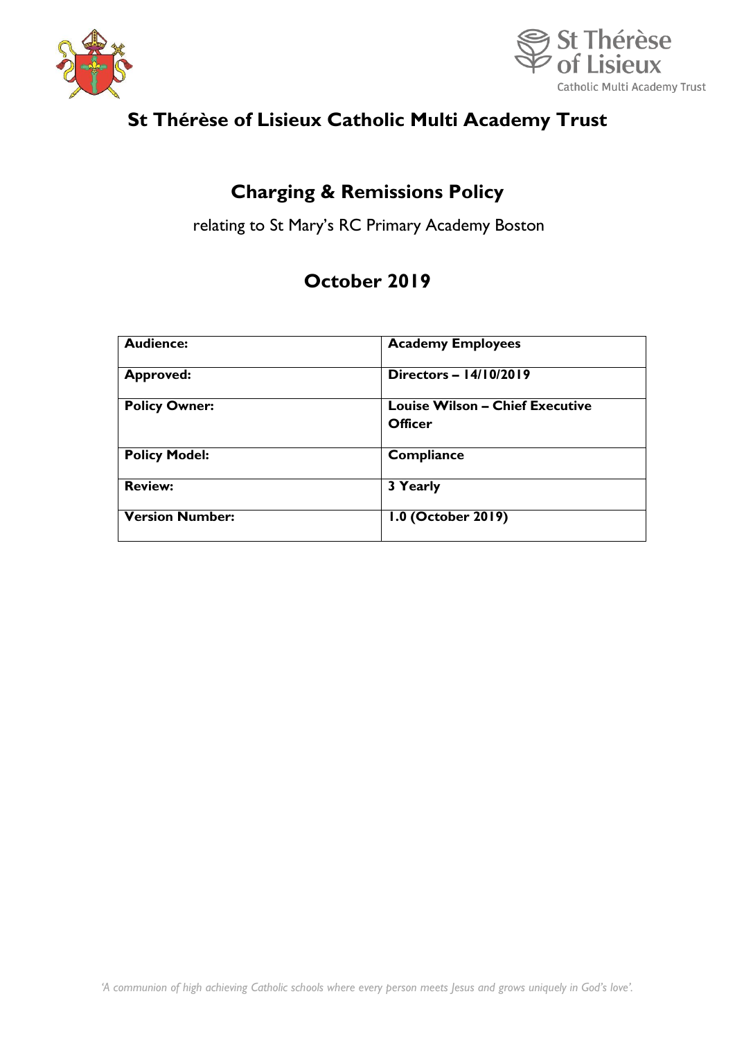# St Thérèse of Lisieux Catholic Multi Academy Trust

## Charging & Remissions Policy

relating to St Mary's RC Primary Academy Boston

## October 2019

| Audience: | Academy Employees |
|---|---|
| **Approved:** | **Directors – 14/10/2019** |
| **Policy Owner:** | **Louise Wilson – Chief Executive Officer** |
| **Policy Model:** | **Compliance** |
| **Review:** | **3 Yearly** |
| **Version Number:** | **1.0 (October 2019)** |

*'A communion of high achieving Catholic schools where every person meets Jesus and grows uniquely in God's love'.*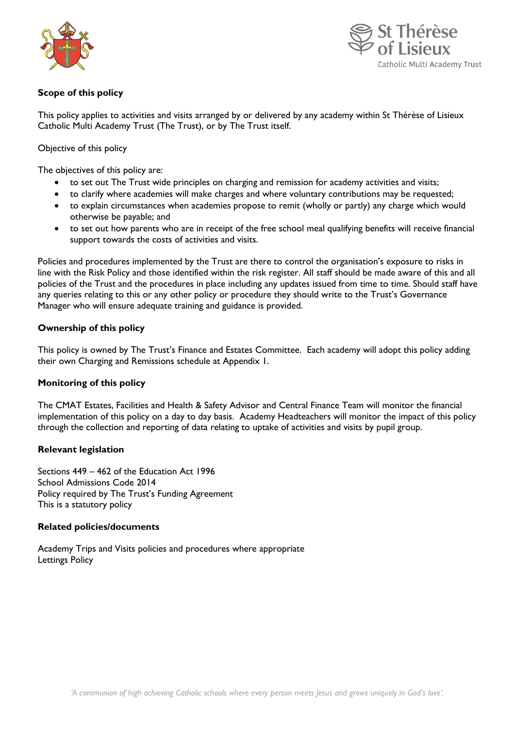### Scope of this policy

This policy applies to activities and visits arranged by or delivered by any academy within St Thérèse of Lisieux Catholic Multi Academy Trust (The Trust), or by The Trust itself.

Objective of this policy

The objectives of this policy are:

- to set out The Trust wide principles on charging and remission for academy activities and visits;
- to clarify where academies will make charges and where voluntary contributions may be requested;
- to explain circumstances when academies propose to remit (wholly or partly) any charge which would otherwise be payable; and
- to set out how parents who are in receipt of the free school meal qualifying benefits will receive financial support towards the costs of activities and visits.

Policies and procedures implemented by the Trust are there to control the organisation's exposure to risks in line with the Risk Policy and those identified within the risk register. All staff should be made aware of this and all policies of the Trust and the procedures in place including any updates issued from time to time. Should staff have any queries relating to this or any other policy or procedure they should write to the Trust's Governance Manager who will ensure adequate training and guidance is provided.

### Ownership of this policy

This policy is owned by The Trust's Finance and Estates Committee. Each academy will adopt this policy adding their own Charging and Remissions schedule at Appendix 1.

### Monitoring of this policy

The CMAT Estates, Facilities and Health & Safety Advisor and Central Finance Team will monitor the financial implementation of this policy on a day to day basis. Academy Headteachers will monitor the impact of this policy through the collection and reporting of data relating to uptake of activities and visits by pupil group.

### Relevant legislation

Sections 449 – 462 of the Education Act 1996
School Admissions Code 2014
Policy required by The Trust's Funding Agreement
This is a statutory policy

### Related policies/documents

Academy Trips and Visits policies and procedures where appropriate
Lettings Policy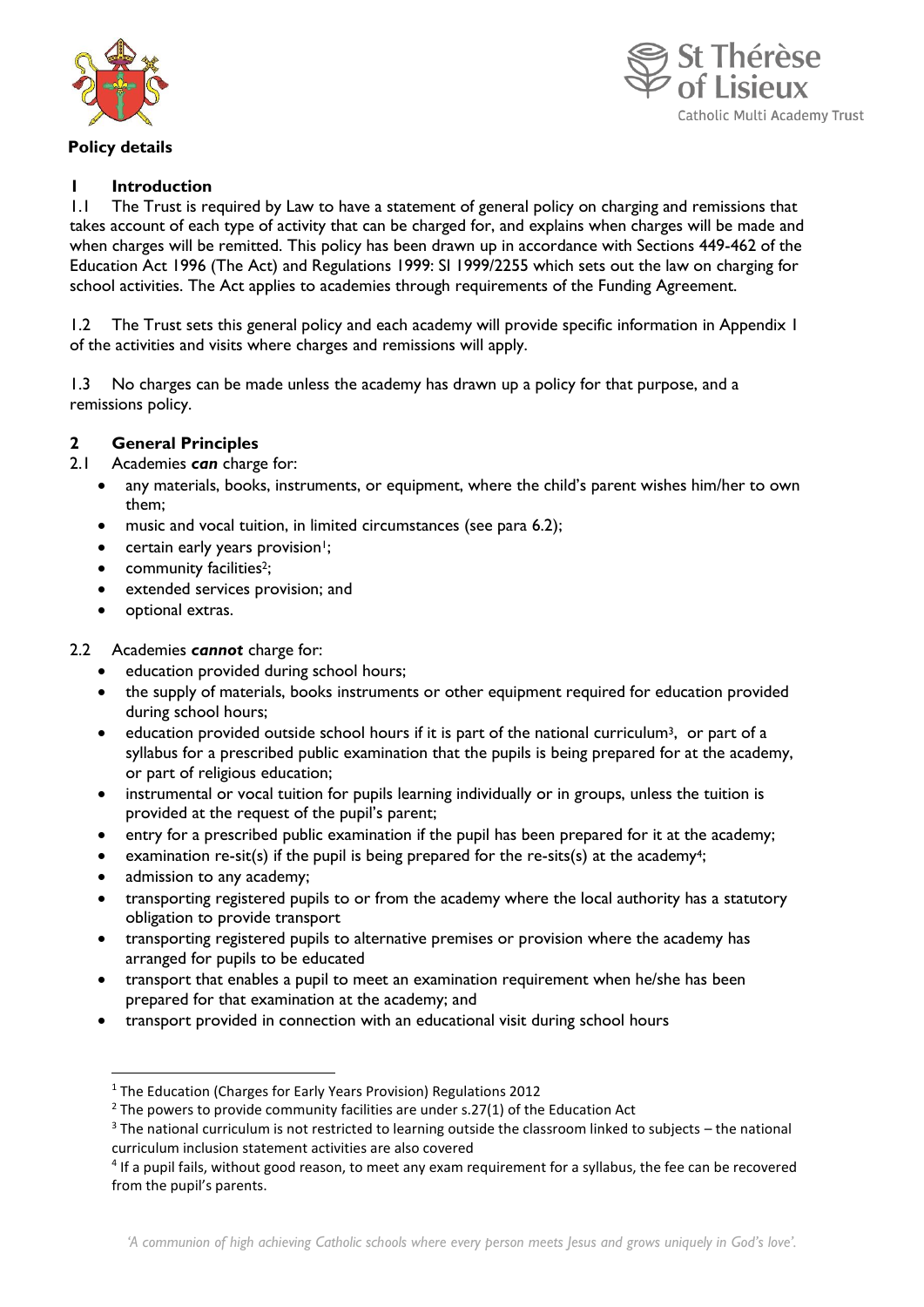**Policy details**

## 1 Introduction

1.1 The Trust is required by Law to have a statement of general policy on charging and remissions that takes account of each type of activity that can be charged for, and explains when charges will be made and when charges will be remitted. This policy has been drawn up in accordance with Sections 449-462 of the Education Act 1996 (The Act) and Regulations 1999: SI 1999/2255 which sets out the law on charging for school activities. The Act applies to academies through requirements of the Funding Agreement.

1.2 The Trust sets this general policy and each academy will provide specific information in Appendix 1 of the activities and visits where charges and remissions will apply.

1.3 No charges can be made unless the academy has drawn up a policy for that purpose, and a remissions policy.

## 2 General Principles

2.1 Academies ***can*** charge for:

- any materials, books, instruments, or equipment, where the child's parent wishes him/her to own them;
- music and vocal tuition, in limited circumstances (see para 6.2);
- certain early years provision[1];
- community facilities[2];
- extended services provision; and
- optional extras.

2.2 Academies ***cannot*** charge for:

- education provided during school hours;
- the supply of materials, books instruments or other equipment required for education provided during school hours;
- education provided outside school hours if it is part of the national curriculum[3], or part of a syllabus for a prescribed public examination that the pupils is being prepared for at the academy, or part of religious education;
- instrumental or vocal tuition for pupils learning individually or in groups, unless the tuition is provided at the request of the pupil's parent;
- entry for a prescribed public examination if the pupil has been prepared for it at the academy;
- examination re-sit(s) if the pupil is being prepared for the re-sits(s) at the academy[4];
- admission to any academy;
- transporting registered pupils to or from the academy where the local authority has a statutory obligation to provide transport
- transporting registered pupils to alternative premises or provision where the academy has arranged for pupils to be educated
- transport that enables a pupil to meet an examination requirement when he/she has been prepared for that examination at the academy; and
- transport provided in connection with an educational visit during school hours

---

[1] The Education (Charges for Early Years Provision) Regulations 2012

[2] The powers to provide community facilities are under s.27(1) of the Education Act

[3] The national curriculum is not restricted to learning outside the classroom linked to subjects – the national curriculum inclusion statement activities are also covered

[4] If a pupil fails, without good reason, to meet any exam requirement for a syllabus, the fee can be recovered from the pupil's parents.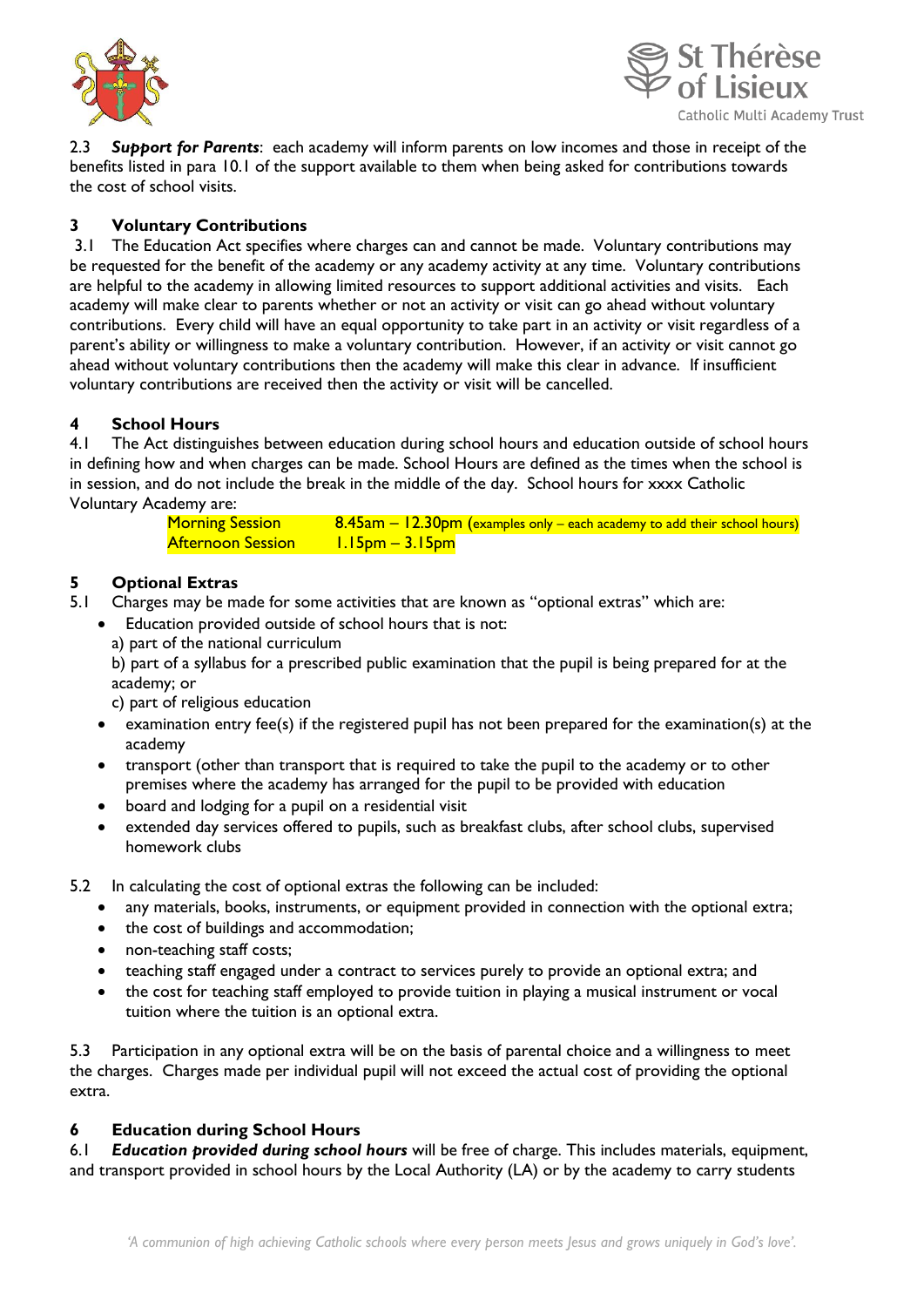2.3 ***Support for Parents***: each academy will inform parents on low incomes and those in receipt of the benefits listed in para 10.1 of the support available to them when being asked for contributions towards the cost of school visits.

## 3 Voluntary Contributions

3.1 The Education Act specifies where charges can and cannot be made. Voluntary contributions may be requested for the benefit of the academy or any academy activity at any time. Voluntary contributions are helpful to the academy in allowing limited resources to support additional activities and visits. Each academy will make clear to parents whether or not an activity or visit can go ahead without voluntary contributions. Every child will have an equal opportunity to take part in an activity or visit regardless of a parent's ability or willingness to make a voluntary contribution. However, if an activity or visit cannot go ahead without voluntary contributions then the academy will make this clear in advance. If insufficient voluntary contributions are received then the activity or visit will be cancelled.

## 4 School Hours

4.1 The Act distinguishes between education during school hours and education outside of school hours in defining how and when charges can be made. School Hours are defined as the times when the school is in session, and do not include the break in the middle of the day. School hours for xxxx Catholic Voluntary Academy are:

| | |
|---|---|
| Morning Session | 8.45am – 12.30pm (examples only – each academy to add their school hours) |
| Afternoon Session | 1.15pm – 3.15pm |

## 5 Optional Extras

5.1 Charges may be made for some activities that are known as "optional extras" which are:

- Education provided outside of school hours that is not:
  a) part of the national curriculum
  b) part of a syllabus for a prescribed public examination that the pupil is being prepared for at the academy; or
  c) part of religious education
- examination entry fee(s) if the registered pupil has not been prepared for the examination(s) at the academy
- transport (other than transport that is required to take the pupil to the academy or to other premises where the academy has arranged for the pupil to be provided with education
- board and lodging for a pupil on a residential visit
- extended day services offered to pupils, such as breakfast clubs, after school clubs, supervised homework clubs

5.2 In calculating the cost of optional extras the following can be included:

- any materials, books, instruments, or equipment provided in connection with the optional extra;
- the cost of buildings and accommodation;
- non-teaching staff costs;
- teaching staff engaged under a contract to services purely to provide an optional extra; and
- the cost for teaching staff employed to provide tuition in playing a musical instrument or vocal tuition where the tuition is an optional extra.

5.3 Participation in any optional extra will be on the basis of parental choice and a willingness to meet the charges. Charges made per individual pupil will not exceed the actual cost of providing the optional extra.

## 6 Education during School Hours

6.1 ***Education provided during school hours*** will be free of charge. This includes materials, equipment, and transport provided in school hours by the Local Authority (LA) or by the academy to carry students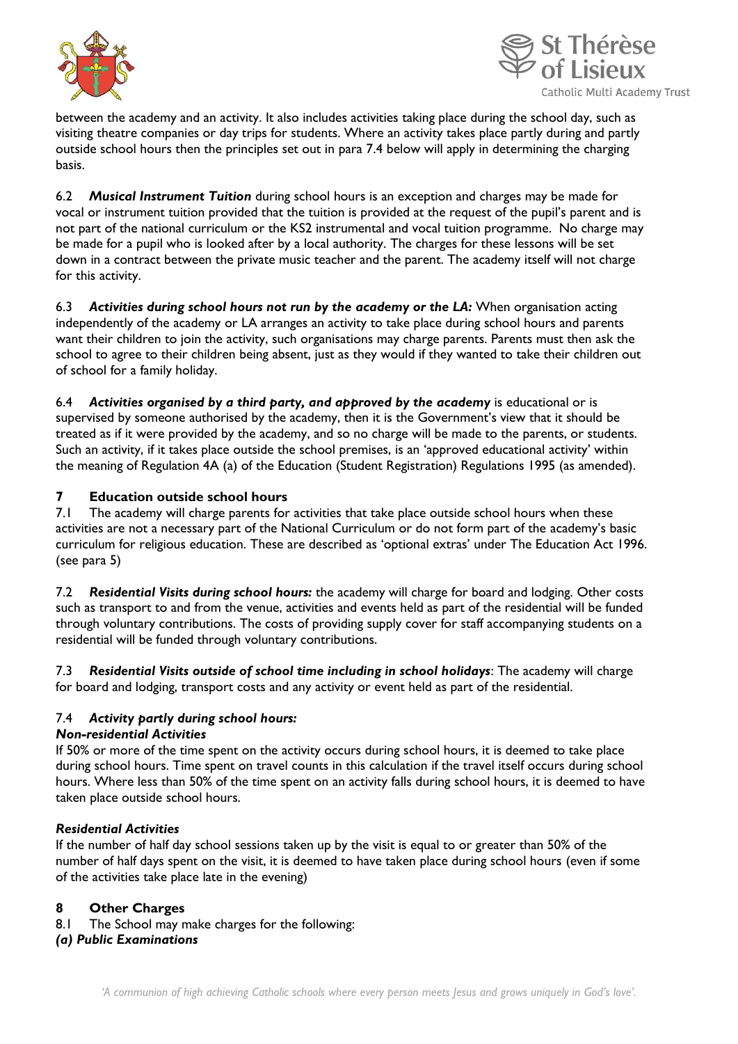between the academy and an activity. It also includes activities taking place during the school day, such as visiting theatre companies or day trips for students. Where an activity takes place partly during and partly outside school hours then the principles set out in para 7.4 below will apply in determining the charging basis.

6.2 ***Musical Instrument Tuition*** during school hours is an exception and charges may be made for vocal or instrument tuition provided that the tuition is provided at the request of the pupil's parent and is not part of the national curriculum or the KS2 instrumental and vocal tuition programme. No charge may be made for a pupil who is looked after by a local authority. The charges for these lessons will be set down in a contract between the private music teacher and the parent. The academy itself will not charge for this activity.

6.3 ***Activities during school hours not run by the academy or the LA:*** When organisation acting independently of the academy or LA arranges an activity to take place during school hours and parents want their children to join the activity, such organisations may charge parents. Parents must then ask the school to agree to their children being absent, just as they would if they wanted to take their children out of school for a family holiday.

6.4 ***Activities organised by a third party, and approved by the academy*** is educational or is supervised by someone authorised by the academy, then it is the Government's view that it should be treated as if it were provided by the academy, and so no charge will be made to the parents, or students. Such an activity, if it takes place outside the school premises, is an 'approved educational activity' within the meaning of Regulation 4A (a) of the Education (Student Registration) Regulations 1995 (as amended).

## 7 Education outside school hours

7.1 The academy will charge parents for activities that take place outside school hours when these activities are not a necessary part of the National Curriculum or do not form part of the academy's basic curriculum for religious education. These are described as 'optional extras' under The Education Act 1996. (see para 5)

7.2 ***Residential Visits during school hours:*** the academy will charge for board and lodging. Other costs such as transport to and from the venue, activities and events held as part of the residential will be funded through voluntary contributions. The costs of providing supply cover for staff accompanying students on a residential will be funded through voluntary contributions.

7.3 ***Residential Visits outside of school time including in school holidays***: The academy will charge for board and lodging, transport costs and any activity or event held as part of the residential.

7.4 ***Activity partly during school hours:***

***Non-residential Activities***

If 50% or more of the time spent on the activity occurs during school hours, it is deemed to take place during school hours. Time spent on travel counts in this calculation if the travel itself occurs during school hours. Where less than 50% of the time spent on an activity falls during school hours, it is deemed to have taken place outside school hours.

***Residential Activities***

If the number of half day school sessions taken up by the visit is equal to or greater than 50% of the number of half days spent on the visit, it is deemed to have taken place during school hours (even if some of the activities take place late in the evening)

## 8 Other Charges

8.1 The School may make charges for the following:

***(a) Public Examinations***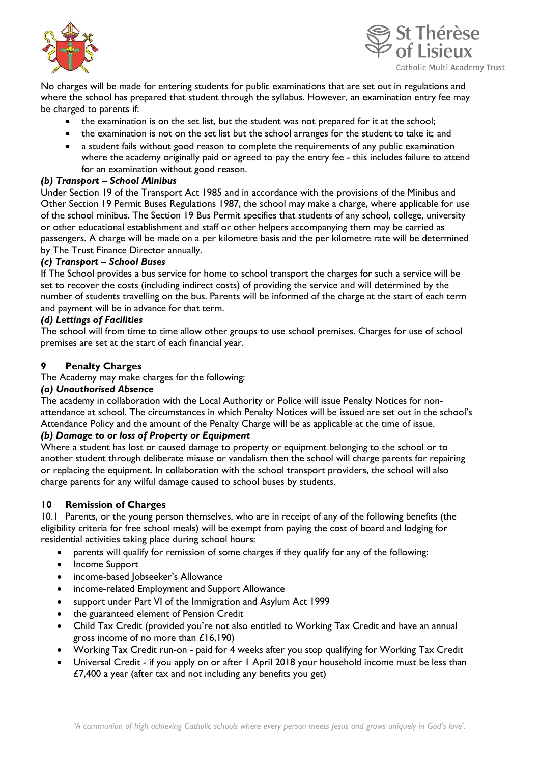No charges will be made for entering students for public examinations that are set out in regulations and where the school has prepared that student through the syllabus. However, an examination entry fee may be charged to parents if:

- the examination is on the set list, but the student was not prepared for it at the school;
- the examination is not on the set list but the school arranges for the student to take it; and
- a student fails without good reason to complete the requirements of any public examination where the academy originally paid or agreed to pay the entry fee - this includes failure to attend for an examination without good reason.

***(b) Transport – School Minibus***

Under Section 19 of the Transport Act 1985 and in accordance with the provisions of the Minibus and Other Section 19 Permit Buses Regulations 1987, the school may make a charge, where applicable for use of the school minibus. The Section 19 Bus Permit specifies that students of any school, college, university or other educational establishment and staff or other helpers accompanying them may be carried as passengers. A charge will be made on a per kilometre basis and the per kilometre rate will be determined by The Trust Finance Director annually.

***(c) Transport – School Buses***

If The School provides a bus service for home to school transport the charges for such a service will be set to recover the costs (including indirect costs) of providing the service and will determined by the number of students travelling on the bus. Parents will be informed of the charge at the start of each term and payment will be in advance for that term.

***(d) Lettings of Facilities***

The school will from time to time allow other groups to use school premises. Charges for use of school premises are set at the start of each financial year.

## 9 Penalty Charges

The Academy may make charges for the following:

***(a) Unauthorised Absence***

The academy in collaboration with the Local Authority or Police will issue Penalty Notices for non-attendance at school. The circumstances in which Penalty Notices will be issued are set out in the school's Attendance Policy and the amount of the Penalty Charge will be as applicable at the time of issue.

***(b) Damage to or loss of Property or Equipment***

Where a student has lost or caused damage to property or equipment belonging to the school or to another student through deliberate misuse or vandalism then the school will charge parents for repairing or replacing the equipment. In collaboration with the school transport providers, the school will also charge parents for any wilful damage caused to school buses by students.

## 10 Remission of Charges

10.1 Parents, or the young person themselves, who are in receipt of any of the following benefits (the eligibility criteria for free school meals) will be exempt from paying the cost of board and lodging for residential activities taking place during school hours:

- parents will qualify for remission of some charges if they qualify for any of the following:
- Income Support
- income-based Jobseeker's Allowance
- income-related Employment and Support Allowance
- support under Part VI of the Immigration and Asylum Act 1999
- the guaranteed element of Pension Credit
- Child Tax Credit (provided you're not also entitled to Working Tax Credit and have an annual gross income of no more than £16,190)
- Working Tax Credit run-on - paid for 4 weeks after you stop qualifying for Working Tax Credit
- Universal Credit - if you apply on or after 1 April 2018 your household income must be less than £7,400 a year (after tax and not including any benefits you get)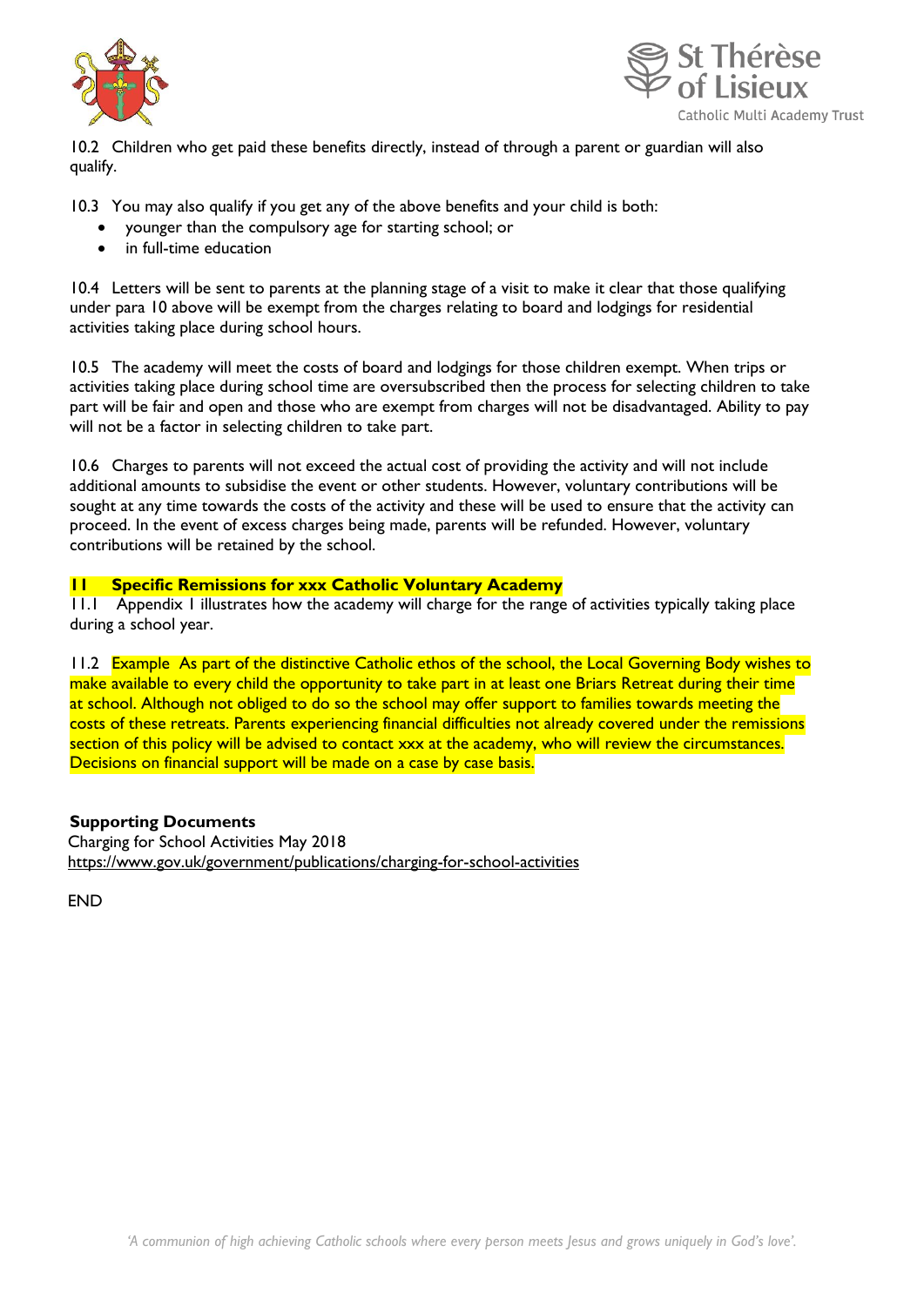10.2 Children who get paid these benefits directly, instead of through a parent or guardian will also qualify.

10.3 You may also qualify if you get any of the above benefits and your child is both:

- younger than the compulsory age for starting school; or
- in full-time education

10.4 Letters will be sent to parents at the planning stage of a visit to make it clear that those qualifying under para 10 above will be exempt from the charges relating to board and lodgings for residential activities taking place during school hours.

10.5 The academy will meet the costs of board and lodgings for those children exempt. When trips or activities taking place during school time are oversubscribed then the process for selecting children to take part will be fair and open and those who are exempt from charges will not be disadvantaged. Ability to pay will not be a factor in selecting children to take part.

10.6 Charges to parents will not exceed the actual cost of providing the activity and will not include additional amounts to subsidise the event or other students. However, voluntary contributions will be sought at any time towards the costs of the activity and these will be used to ensure that the activity can proceed. In the event of excess charges being made, parents will be refunded. However, voluntary contributions will be retained by the school.

## 11 Specific Remissions for xxx Catholic Voluntary Academy

11.1 Appendix 1 illustrates how the academy will charge for the range of activities typically taking place during a school year.

11.2 Example As part of the distinctive Catholic ethos of the school, the Local Governing Body wishes to make available to every child the opportunity to take part in at least one Briars Retreat during their time at school. Although not obliged to do so the school may offer support to families towards meeting the costs of these retreats. Parents experiencing financial difficulties not already covered under the remissions section of this policy will be advised to contact xxx at the academy, who will review the circumstances. Decisions on financial support will be made on a case by case basis.

**Supporting Documents**

Charging for School Activities May 2018

https://www.gov.uk/government/publications/charging-for-school-activities

END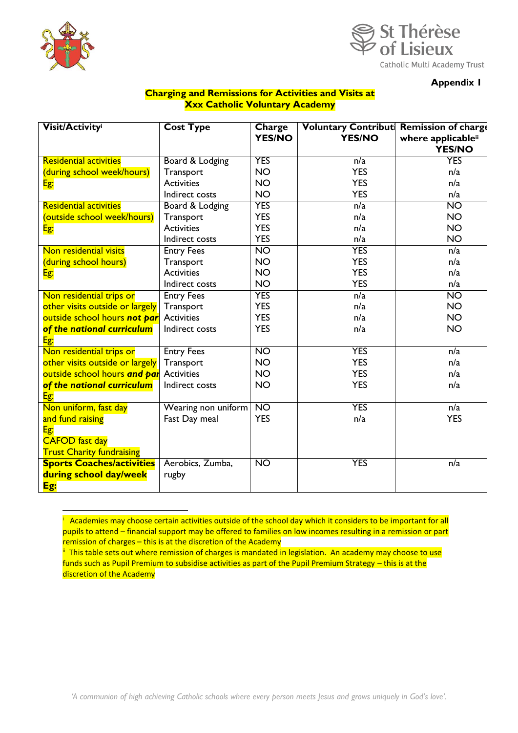**Appendix 1**

**Charging and Remissions for Activities and Visits at Xxx Catholic Voluntary Academy**

| Visit/Activity[i] | Cost Type | Charge YES/NO | Voluntary Contribution YES/NO | Remission of charge where applicable[ii] YES/NO |
|---|---|---|---|---|
| Residential activities (during school week/hours) Eg: | Board & Lodging<br>Transport<br>Activities<br>Indirect costs | YES<br>NO<br>NO<br>NO | n/a<br>YES<br>YES<br>YES | YES<br>n/a<br>n/a<br>n/a |
| Residential activities (outside school week/hours) Eg: | Board & Lodging<br>Transport<br>Activities<br>Indirect costs | YES<br>YES<br>YES<br>YES | n/a<br>n/a<br>n/a<br>n/a | NO<br>NO<br>NO<br>NO |
| Non residential visits (during school hours) Eg: | Entry Fees<br>Transport<br>Activities<br>Indirect costs | NO<br>NO<br>NO<br>NO | YES<br>YES<br>YES<br>YES | n/a<br>n/a<br>n/a<br>n/a |
| Non residential trips or other visits outside or largely outside school hours ***not part of the national curriculum*** Eg: | Entry Fees<br>Transport<br>Activities<br>Indirect costs | YES<br>YES<br>YES<br>YES | n/a<br>n/a<br>n/a<br>n/a | NO<br>NO<br>NO<br>NO |
| Non residential trips or other visits outside or largely outside school hours ***and part of the national curriculum*** Eg: | Entry Fees<br>Transport<br>Activities<br>Indirect costs | NO<br>NO<br>NO<br>NO | YES<br>YES<br>YES<br>YES | n/a<br>n/a<br>n/a<br>n/a |
| Non uniform, fast day and fund raising Eg: CAFOD fast day Trust Charity fundraising | Wearing non uniform<br>Fast Day meal | NO<br>YES | YES<br>n/a | n/a<br>YES |
| **Sports Coaches/activities during school day/week Eg:** | Aerobics, Zumba, rugby | NO | YES | n/a |

---

[i] Academies may choose certain activities outside of the school day which it considers to be important for all pupils to attend – financial support may be offered to families on low incomes resulting in a remission or part remission of charges – this is at the discretion of the Academy

[ii] This table sets out where remission of charges is mandated in legislation. An academy may choose to use funds such as Pupil Premium to subsidise activities as part of the Pupil Premium Strategy – this is at the discretion of the Academy